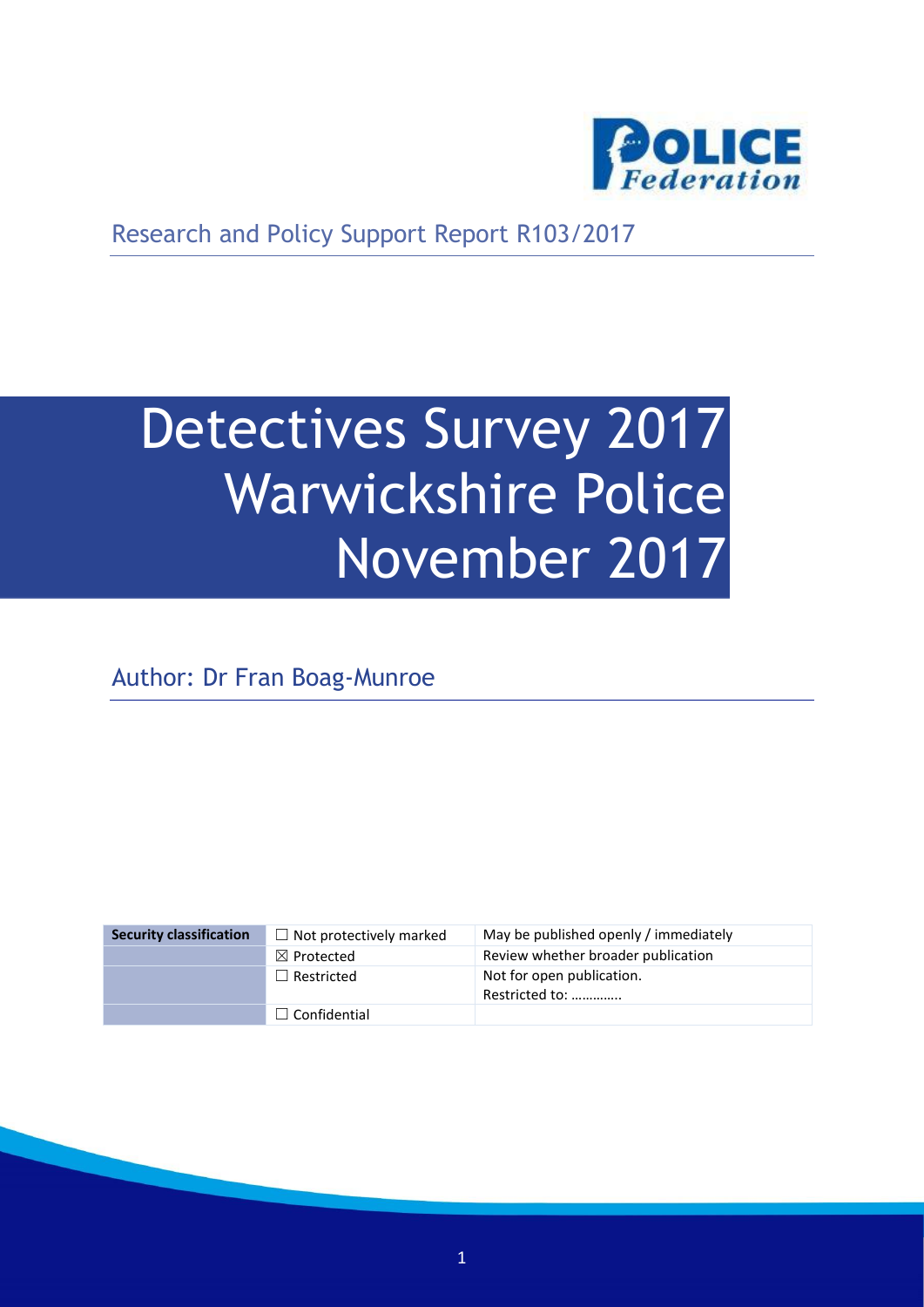Research and Policy Support Report R103/2017

# Detectives Survey 2017 Warwickshire Police November 2017

Author: Dr Fran Boag-Munroe

| Security classification | ☐ Not protectively marked | May be published openly / immediately |
|---|---|---|
| | ☒ Protected | Review whether broader publication |
| | ☐ Restricted | Not for open publication. Restricted to: ………….. |
| | ☐ Confidential | |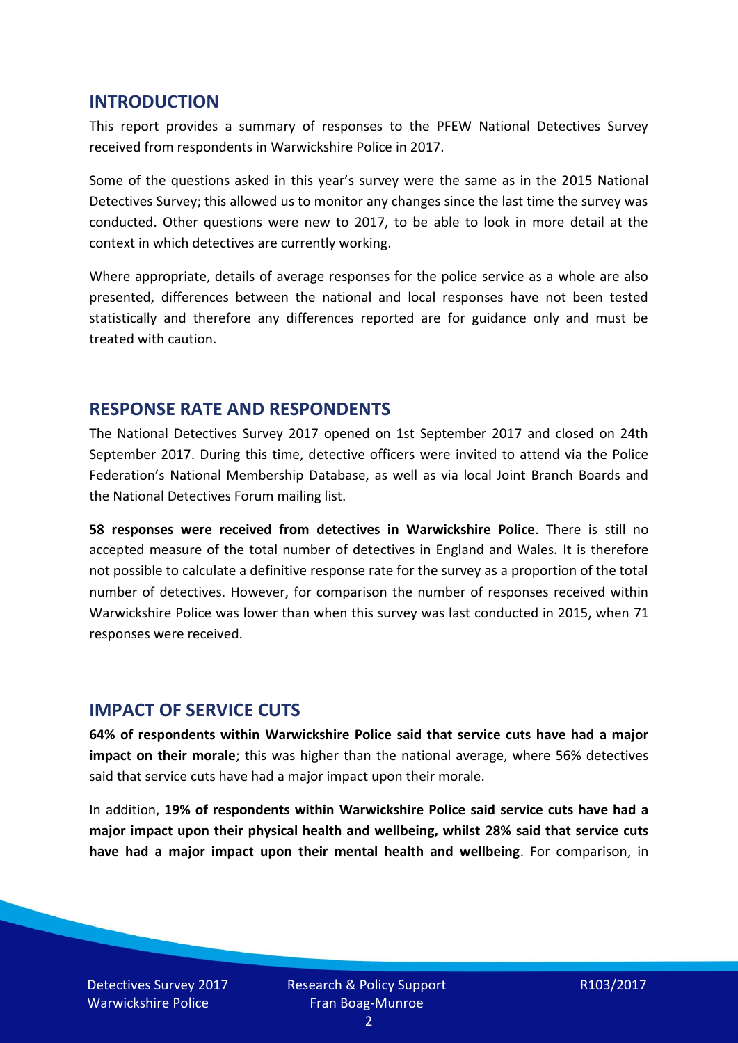## INTRODUCTION

This report provides a summary of responses to the PFEW National Detectives Survey received from respondents in Warwickshire Police in 2017.

Some of the questions asked in this year's survey were the same as in the 2015 National Detectives Survey; this allowed us to monitor any changes since the last time the survey was conducted. Other questions were new to 2017, to be able to look in more detail at the context in which detectives are currently working.

Where appropriate, details of average responses for the police service as a whole are also presented, differences between the national and local responses have not been tested statistically and therefore any differences reported are for guidance only and must be treated with caution.

## RESPONSE RATE AND RESPONDENTS

The National Detectives Survey 2017 opened on 1st September 2017 and closed on 24th September 2017. During this time, detective officers were invited to attend via the Police Federation's National Membership Database, as well as via local Joint Branch Boards and the National Detectives Forum mailing list.

**58 responses were received from detectives in Warwickshire Police**. There is still no accepted measure of the total number of detectives in England and Wales. It is therefore not possible to calculate a definitive response rate for the survey as a proportion of the total number of detectives. However, for comparison the number of responses received within Warwickshire Police was lower than when this survey was last conducted in 2015, when 71 responses were received.

## IMPACT OF SERVICE CUTS

**64% of respondents within Warwickshire Police said that service cuts have had a major impact on their morale**; this was higher than the national average, where 56% detectives said that service cuts have had a major impact upon their morale.

In addition, **19% of respondents within Warwickshire Police said service cuts have had a major impact upon their physical health and wellbeing, whilst 28% said that service cuts have had a major impact upon their mental health and wellbeing**. For comparison, in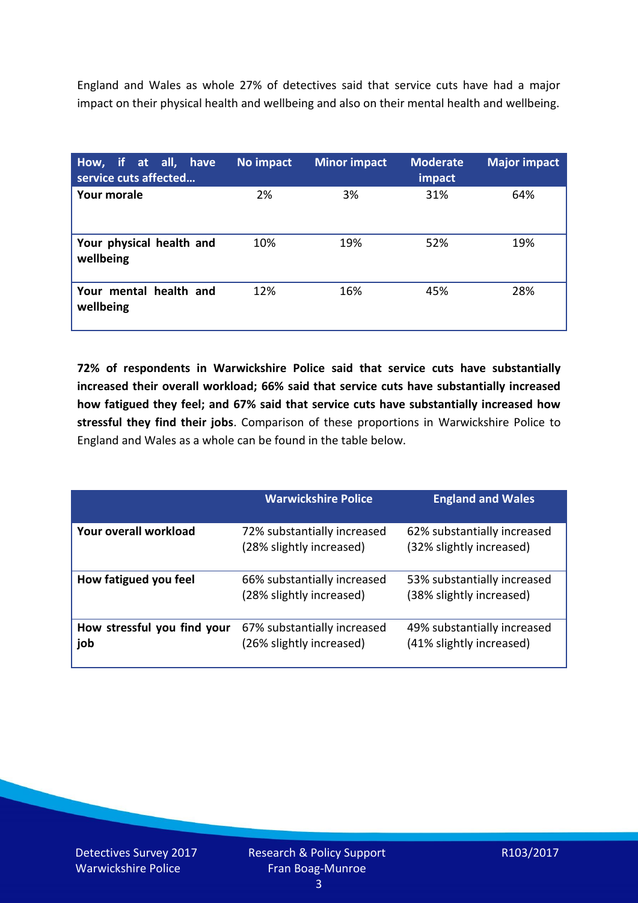England and Wales as whole 27% of detectives said that service cuts have had a major impact on their physical health and wellbeing and also on their mental health and wellbeing.

| How, if at all, have service cuts affected… | No impact | Minor impact | Moderate impact | Major impact |
|---|---|---|---|---|
| **Your morale** | 2% | 3% | 31% | 64% |
| **Your physical health and wellbeing** | 10% | 19% | 52% | 19% |
| **Your mental health and wellbeing** | 12% | 16% | 45% | 28% |

**72% of respondents in Warwickshire Police said that service cuts have substantially increased their overall workload; 66% said that service cuts have substantially increased how fatigued they feel; and 67% said that service cuts have substantially increased how stressful they find their jobs**. Comparison of these proportions in Warwickshire Police to England and Wales as a whole can be found in the table below.

| | Warwickshire Police | England and Wales |
|---|---|---|
| **Your overall workload** | 72% substantially increased (28% slightly increased) | 62% substantially increased (32% slightly increased) |
| **How fatigued you feel** | 66% substantially increased (28% slightly increased) | 53% substantially increased (38% slightly increased) |
| **How stressful you find your job** | 67% substantially increased (26% slightly increased) | 49% substantially increased (41% slightly increased) |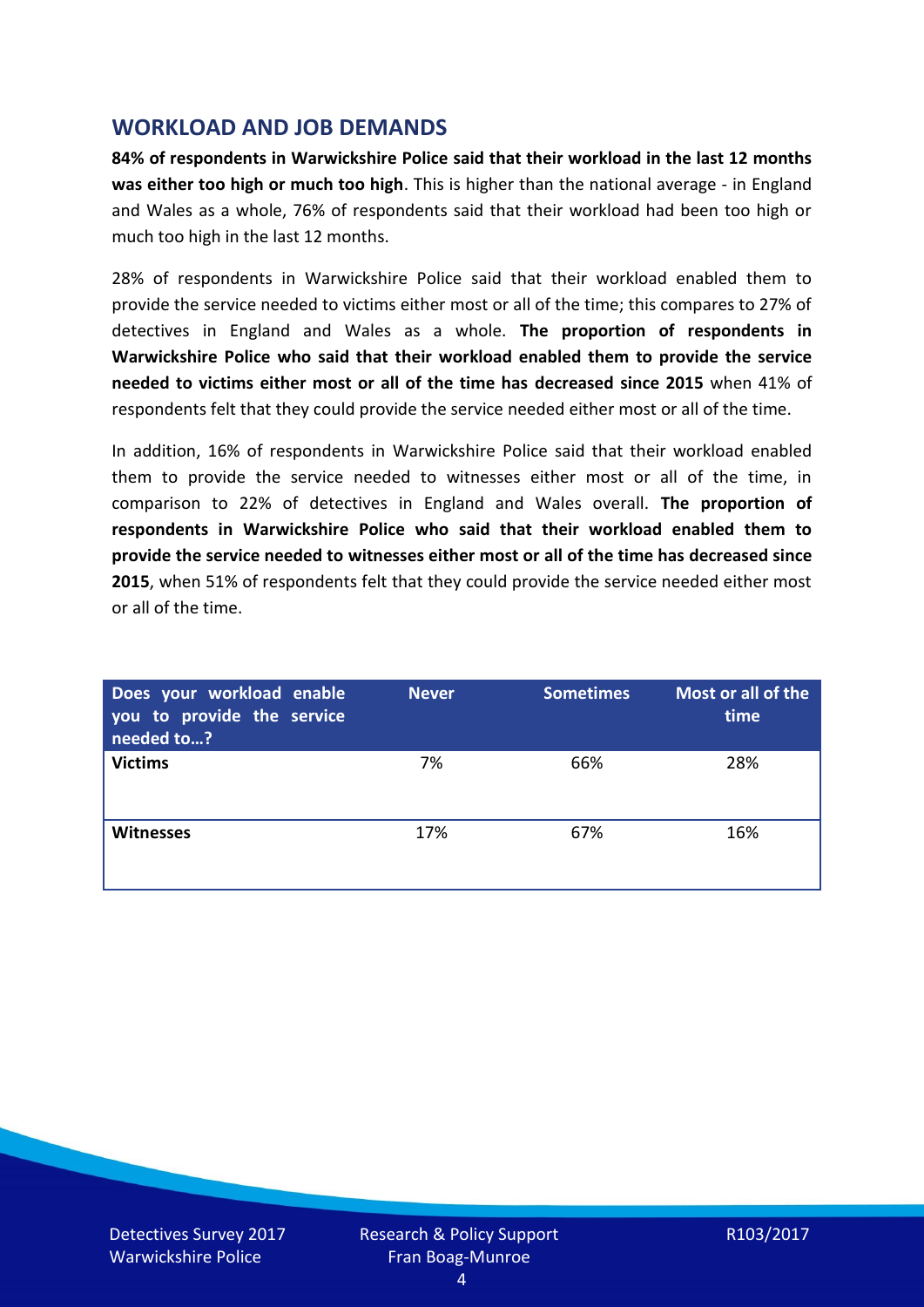## WORKLOAD AND JOB DEMANDS

**84% of respondents in Warwickshire Police said that their workload in the last 12 months was either too high or much too high**. This is higher than the national average - in England and Wales as a whole, 76% of respondents said that their workload had been too high or much too high in the last 12 months.

28% of respondents in Warwickshire Police said that their workload enabled them to provide the service needed to victims either most or all of the time; this compares to 27% of detectives in England and Wales as a whole. **The proportion of respondents in Warwickshire Police who said that their workload enabled them to provide the service needed to victims either most or all of the time has decreased since 2015** when 41% of respondents felt that they could provide the service needed either most or all of the time.

In addition, 16% of respondents in Warwickshire Police said that their workload enabled them to provide the service needed to witnesses either most or all of the time, in comparison to 22% of detectives in England and Wales overall. **The proportion of respondents in Warwickshire Police who said that their workload enabled them to provide the service needed to witnesses either most or all of the time has decreased since 2015**, when 51% of respondents felt that they could provide the service needed either most or all of the time.

| Does your workload enable you to provide the service needed to…? | Never | Sometimes | Most or all of the time |
|---|---|---|---|
| **Victims** | 7% | 66% | 28% |
| **Witnesses** | 17% | 67% | 16% |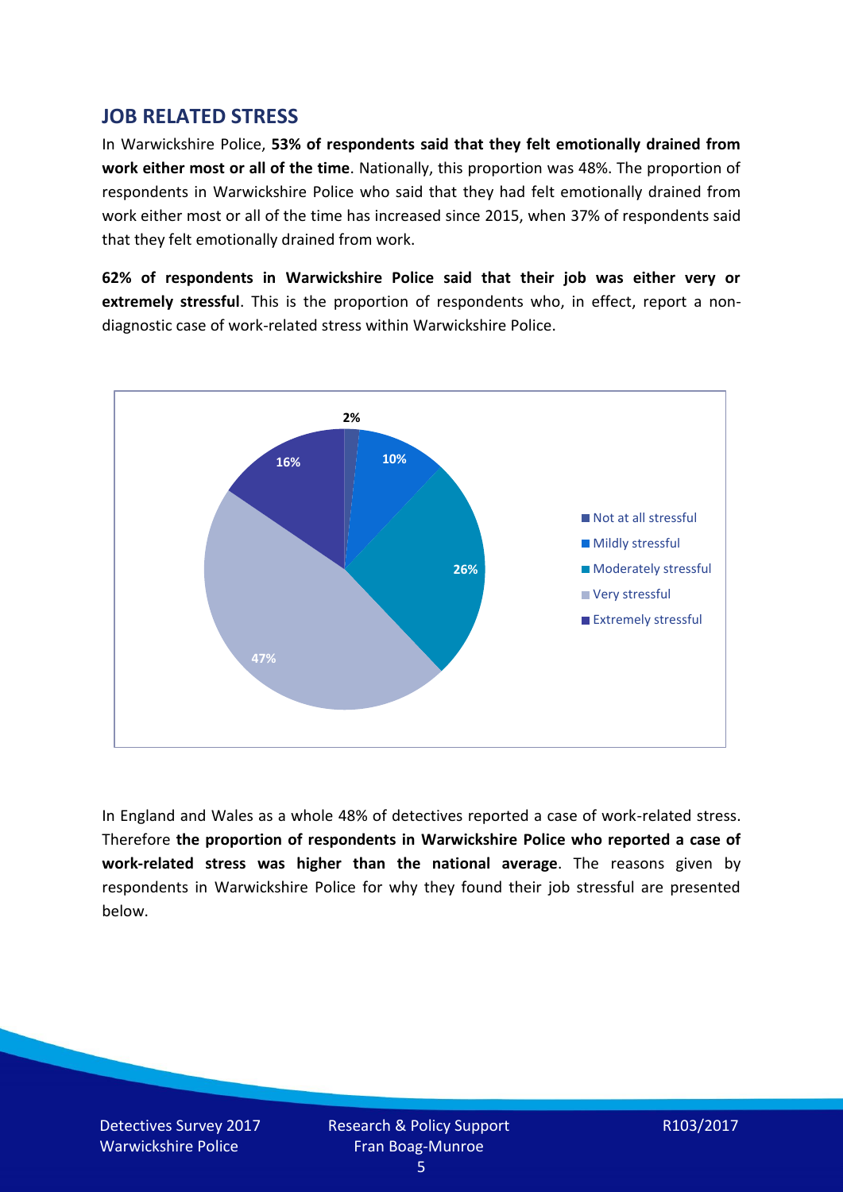## JOB RELATED STRESS

In Warwickshire Police, **53% of respondents said that they felt emotionally drained from work either most or all of the time**. Nationally, this proportion was 48%. The proportion of respondents in Warwickshire Police who said that they had felt emotionally drained from work either most or all of the time has increased since 2015, when 37% of respondents said that they felt emotionally drained from work.

**62% of respondents in Warwickshire Police said that their job was either very or extremely stressful**. This is the proportion of respondents who, in effect, report a non-diagnostic case of work-related stress within Warwickshire Police.

| Response | Percentage |
| --- | --- |
| Not at all stressful | 2% |
| Mildly stressful | 10% |
| Moderately stressful | 26% |
| Very stressful | 47% |
| Extremely stressful | 16% |

In England and Wales as a whole 48% of detectives reported a case of work-related stress. Therefore **the proportion of respondents in Warwickshire Police who reported a case of work-related stress was higher than the national average**. The reasons given by respondents in Warwickshire Police for why they found their job stressful are presented below.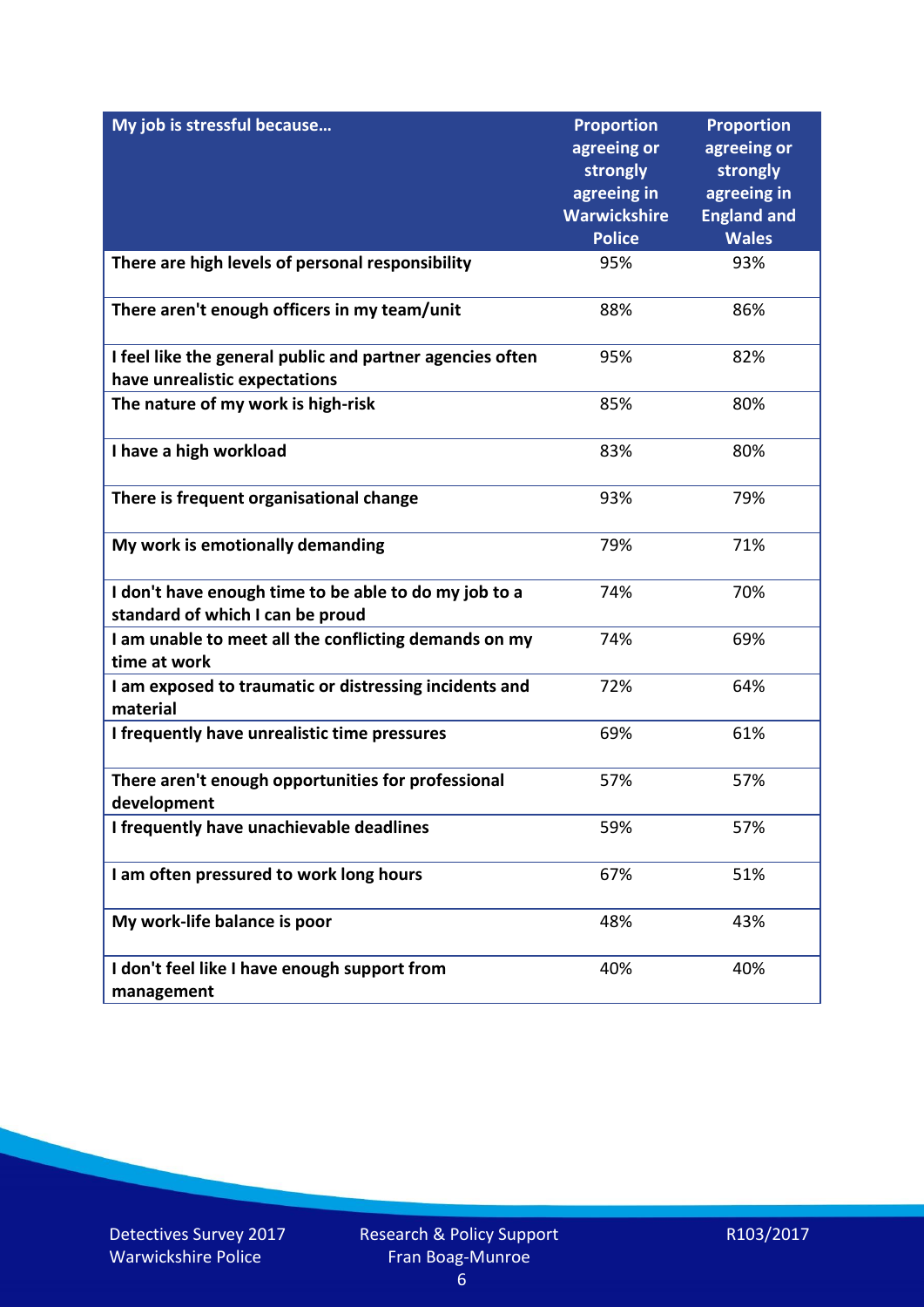| My job is stressful because… | Proportion agreeing or strongly agreeing in Warwickshire Police | Proportion agreeing or strongly agreeing in England and Wales |
|---|---|---|
| There are high levels of personal responsibility | 95% | 93% |
| There aren't enough officers in my team/unit | 88% | 86% |
| I feel like the general public and partner agencies often have unrealistic expectations | 95% | 82% |
| The nature of my work is high-risk | 85% | 80% |
| I have a high workload | 83% | 80% |
| There is frequent organisational change | 93% | 79% |
| My work is emotionally demanding | 79% | 71% |
| I don't have enough time to be able to do my job to a standard of which I can be proud | 74% | 70% |
| I am unable to meet all the conflicting demands on my time at work | 74% | 69% |
| I am exposed to traumatic or distressing incidents and material | 72% | 64% |
| I frequently have unrealistic time pressures | 69% | 61% |
| There aren't enough opportunities for professional development | 57% | 57% |
| I frequently have unachievable deadlines | 59% | 57% |
| I am often pressured to work long hours | 67% | 51% |
| My work-life balance is poor | 48% | 43% |
| I don't feel like I have enough support from management | 40% | 40% |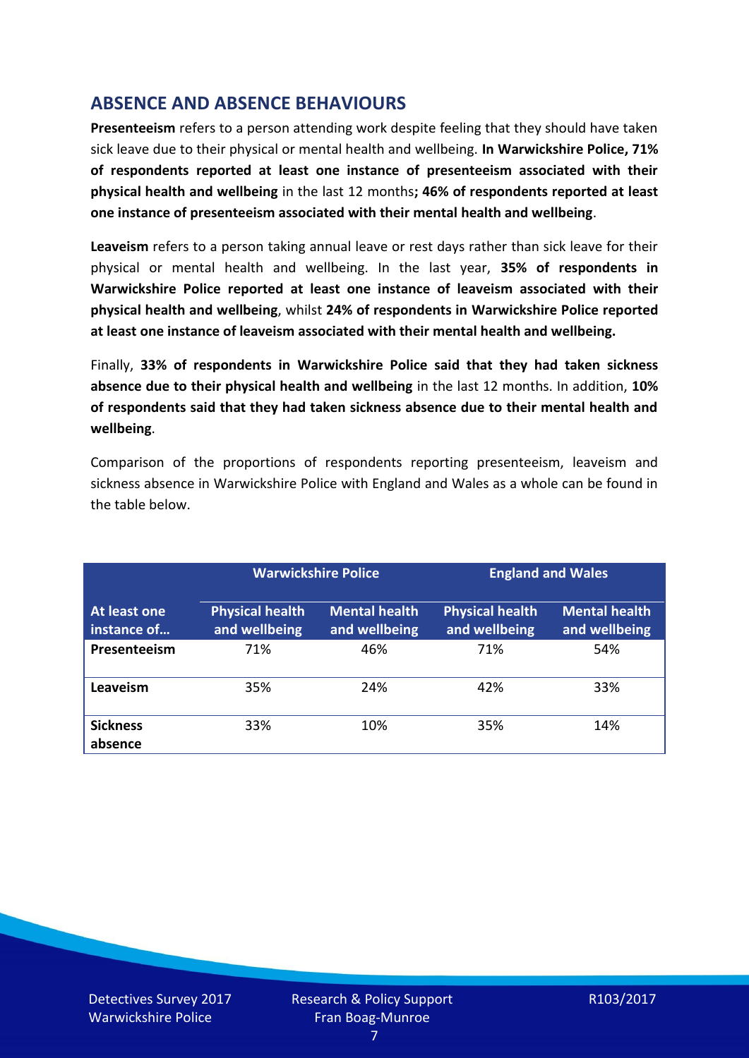## ABSENCE AND ABSENCE BEHAVIOURS

**Presenteeism** refers to a person attending work despite feeling that they should have taken sick leave due to their physical or mental health and wellbeing. **In Warwickshire Police, 71% of respondents reported at least one instance of presenteeism associated with their physical health and wellbeing** in the last 12 months**; 46% of respondents reported at least one instance of presenteeism associated with their mental health and wellbeing**.

**Leaveism** refers to a person taking annual leave or rest days rather than sick leave for their physical or mental health and wellbeing. In the last year, **35% of respondents in Warwickshire Police reported at least one instance of leaveism associated with their physical health and wellbeing**, whilst **24% of respondents in Warwickshire Police reported at least one instance of leaveism associated with their mental health and wellbeing.**

Finally, **33% of respondents in Warwickshire Police said that they had taken sickness absence due to their physical health and wellbeing** in the last 12 months. In addition, **10% of respondents said that they had taken sickness absence due to their mental health and wellbeing**.

Comparison of the proportions of respondents reporting presenteeism, leaveism and sickness absence in Warwickshire Police with England and Wales as a whole can be found in the table below.

| | Warwickshire Police | | England and Wales | |
|---|---|---|---|---|
| **At least one instance of…** | **Physical health and wellbeing** | **Mental health and wellbeing** | **Physical health and wellbeing** | **Mental health and wellbeing** |
| **Presenteeism** | 71% | 46% | 71% | 54% |
| **Leaveism** | 35% | 24% | 42% | 33% |
| **Sickness absence** | 33% | 10% | 35% | 14% |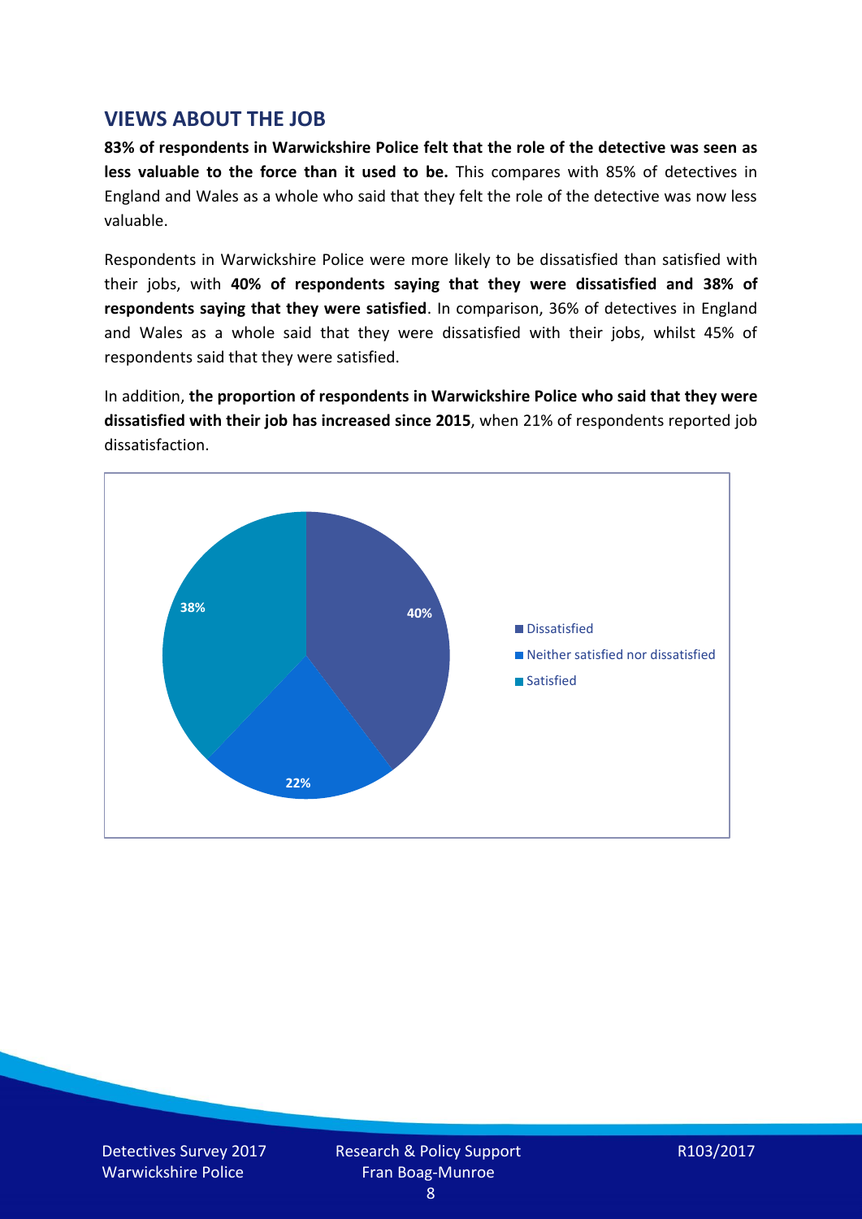## VIEWS ABOUT THE JOB

**83% of respondents in Warwickshire Police felt that the role of the detective was seen as less valuable to the force than it used to be.** This compares with 85% of detectives in England and Wales as a whole who said that they felt the role of the detective was now less valuable.

Respondents in Warwickshire Police were more likely to be dissatisfied than satisfied with their jobs, with **40% of respondents saying that they were dissatisfied and 38% of respondents saying that they were satisfied**. In comparison, 36% of detectives in England and Wales as a whole said that they were dissatisfied with their jobs, whilst 45% of respondents said that they were satisfied.

In addition, **the proportion of respondents in Warwickshire Police who said that they were dissatisfied with their job has increased since 2015**, when 21% of respondents reported job dissatisfaction.

| Response | Percentage |
| --- | --- |
| Dissatisfied | 40% |
| Neither satisfied nor dissatisfied | 22% |
| Satisfied | 38% |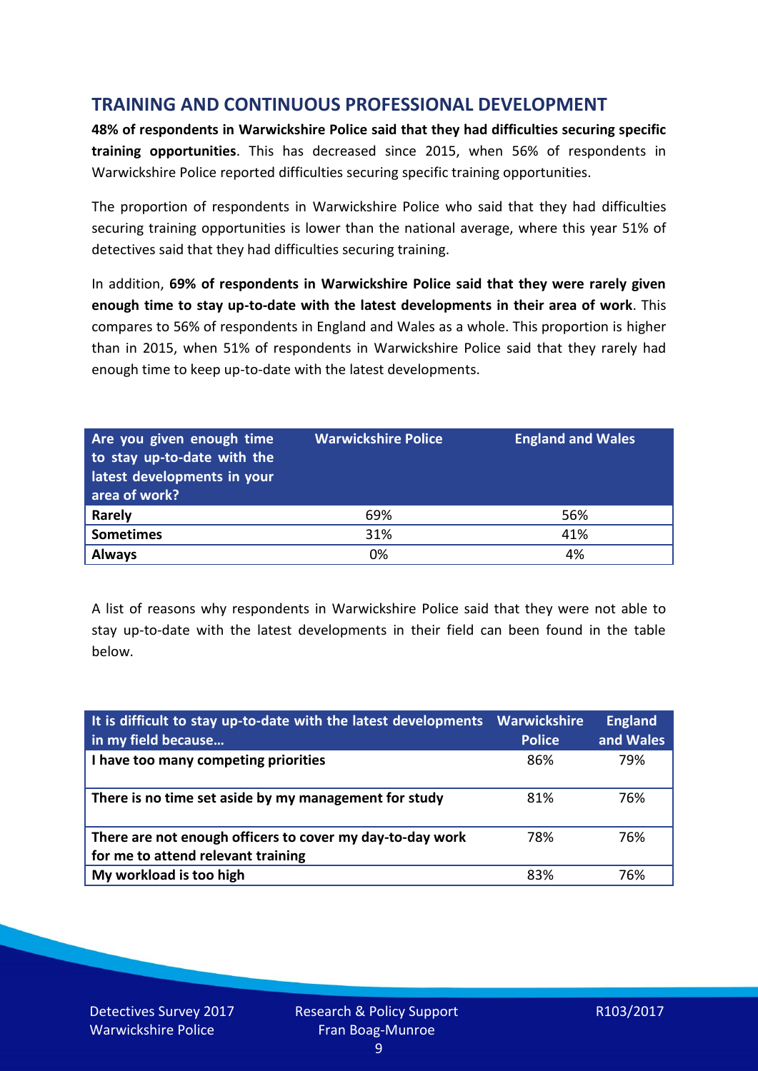## TRAINING AND CONTINUOUS PROFESSIONAL DEVELOPMENT

**48% of respondents in Warwickshire Police said that they had difficulties securing specific training opportunities**. This has decreased since 2015, when 56% of respondents in Warwickshire Police reported difficulties securing specific training opportunities.

The proportion of respondents in Warwickshire Police who said that they had difficulties securing training opportunities is lower than the national average, where this year 51% of detectives said that they had difficulties securing training.

In addition, **69% of respondents in Warwickshire Police said that they were rarely given enough time to stay up-to-date with the latest developments in their area of work**. This compares to 56% of respondents in England and Wales as a whole. This proportion is higher than in 2015, when 51% of respondents in Warwickshire Police said that they rarely had enough time to keep up-to-date with the latest developments.

| Are you given enough time to stay up-to-date with the latest developments in your area of work? | Warwickshire Police | England and Wales |
|---|---|---|
| **Rarely** | 69% | 56% |
| **Sometimes** | 31% | 41% |
| **Always** | 0% | 4% |

A list of reasons why respondents in Warwickshire Police said that they were not able to stay up-to-date with the latest developments in their field can been found in the table below.

| It is difficult to stay up-to-date with the latest developments in my field because… | Warwickshire Police | England and Wales |
|---|---|---|
| **I have too many competing priorities** | 86% | 79% |
| **There is no time set aside by my management for study** | 81% | 76% |
| **There are not enough officers to cover my day-to-day work for me to attend relevant training** | 78% | 76% |
| **My workload is too high** | 83% | 76% |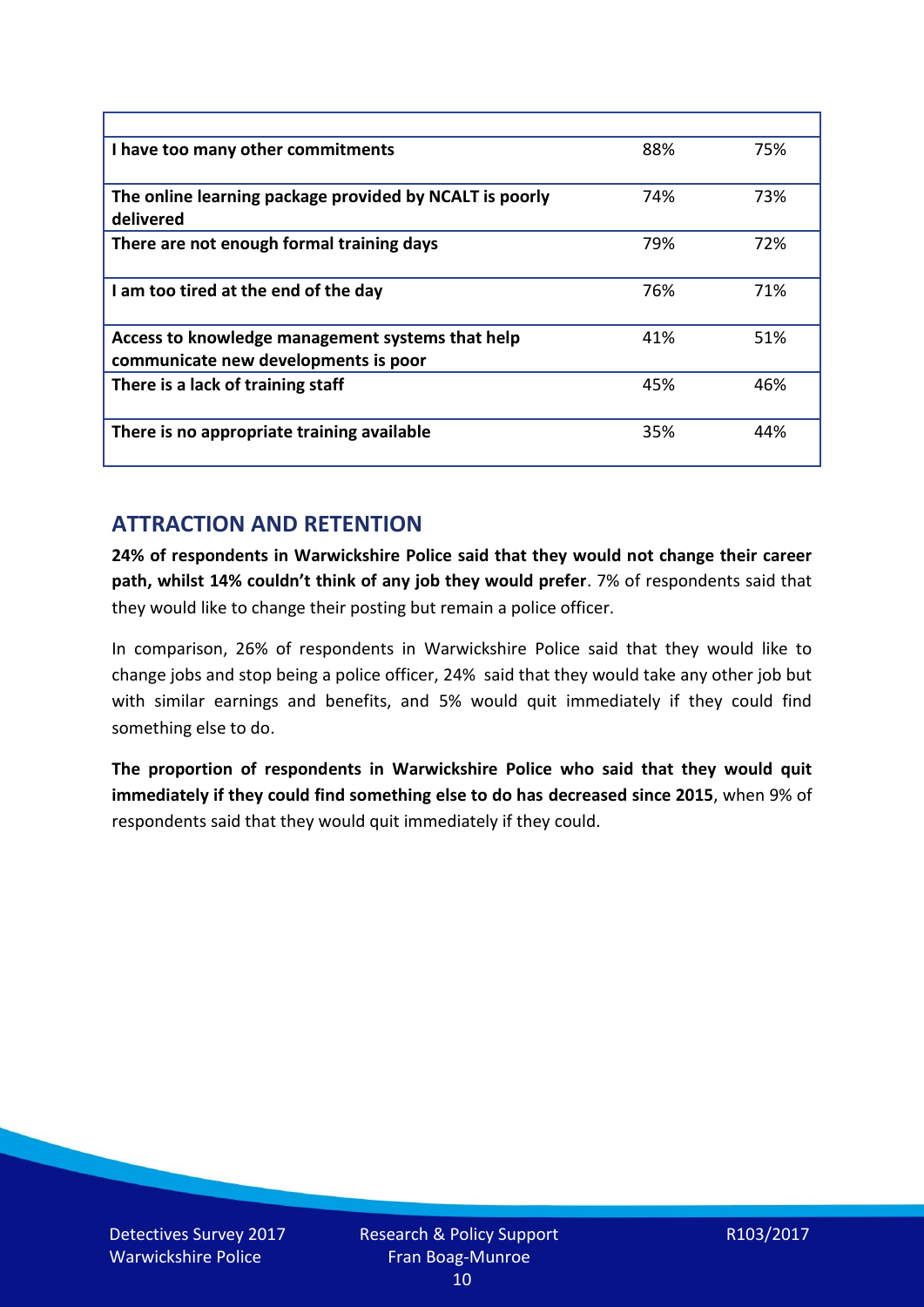| | | |
|---|---|---|
| **I have too many other commitments** | 88% | 75% |
| **The online learning package provided by NCALT is poorly delivered** | 74% | 73% |
| **There are not enough formal training days** | 79% | 72% |
| **I am too tired at the end of the day** | 76% | 71% |
| **Access to knowledge management systems that help communicate new developments is poor** | 41% | 51% |
| **There is a lack of training staff** | 45% | 46% |
| **There is no appropriate training available** | 35% | 44% |

## ATTRACTION AND RETENTION

**24% of respondents in Warwickshire Police said that they would not change their career path, whilst 14% couldn't think of any job they would prefer**. 7% of respondents said that they would like to change their posting but remain a police officer.

In comparison, 26% of respondents in Warwickshire Police said that they would like to change jobs and stop being a police officer, 24% said that they would take any other job but with similar earnings and benefits, and 5% would quit immediately if they could find something else to do.

**The proportion of respondents in Warwickshire Police who said that they would quit immediately if they could find something else to do has decreased since 2015**, when 9% of respondents said that they would quit immediately if they could.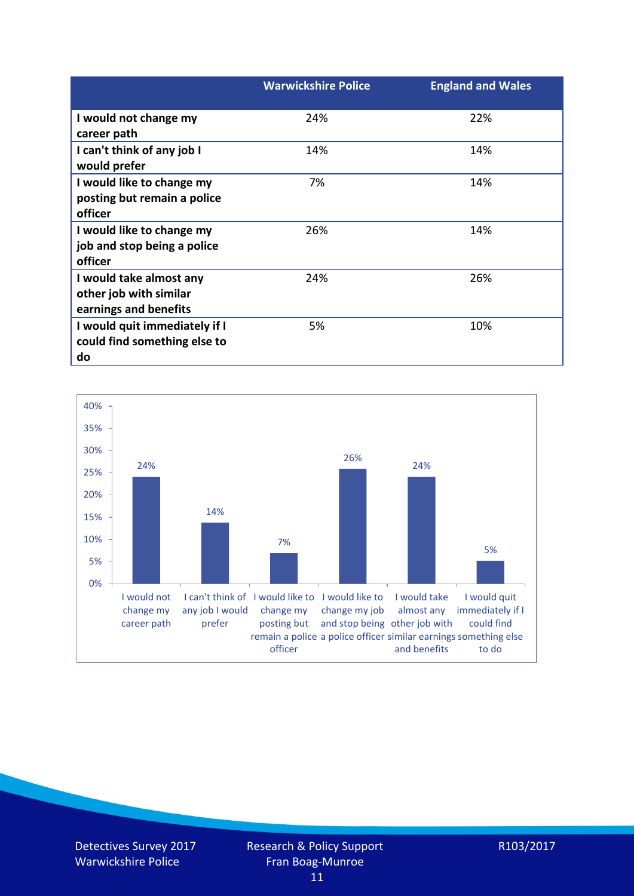| | Warwickshire Police | England and Wales |
|---|---|---|
| **I would not change my career path** | 24% | 22% |
| **I can't think of any job I would prefer** | 14% | 14% |
| **I would like to change my posting but remain a police officer** | 7% | 14% |
| **I would like to change my job and stop being a police officer** | 26% | 14% |
| **I would take almost any other job with similar earnings and benefits** | 24% | 26% |
| **I would quit immediately if I could find something else to do** | 5% | 10% |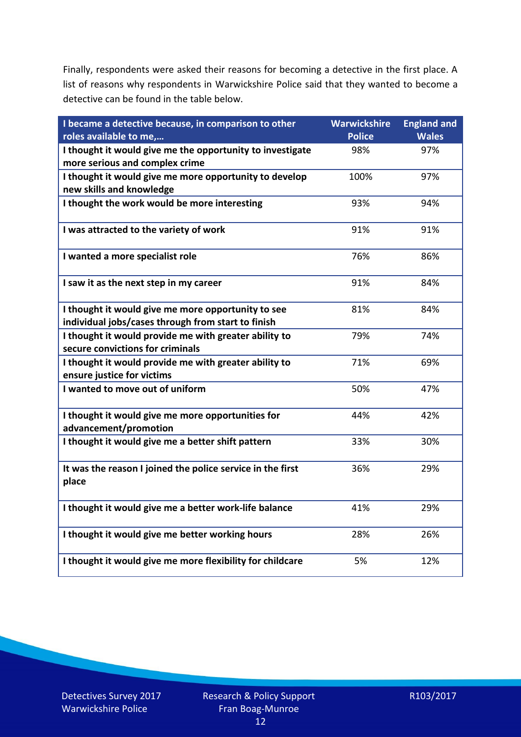Finally, respondents were asked their reasons for becoming a detective in the first place. A list of reasons why respondents in Warwickshire Police said that they wanted to become a detective can be found in the table below.

| I became a detective because, in comparison to other roles available to me,… | Warwickshire Police | England and Wales |
|---|---|---|
| I thought it would give me the opportunity to investigate more serious and complex crime | 98% | 97% |
| I thought it would give me more opportunity to develop new skills and knowledge | 100% | 97% |
| I thought the work would be more interesting | 93% | 94% |
| I was attracted to the variety of work | 91% | 91% |
| I wanted a more specialist role | 76% | 86% |
| I saw it as the next step in my career | 91% | 84% |
| I thought it would give me more opportunity to see individual jobs/cases through from start to finish | 81% | 84% |
| I thought it would provide me with greater ability to secure convictions for criminals | 79% | 74% |
| I thought it would provide me with greater ability to ensure justice for victims | 71% | 69% |
| I wanted to move out of uniform | 50% | 47% |
| I thought it would give me more opportunities for advancement/promotion | 44% | 42% |
| I thought it would give me a better shift pattern | 33% | 30% |
| It was the reason I joined the police service in the first place | 36% | 29% |
| I thought it would give me a better work-life balance | 41% | 29% |
| I thought it would give me better working hours | 28% | 26% |
| I thought it would give me more flexibility for childcare | 5% | 12% |